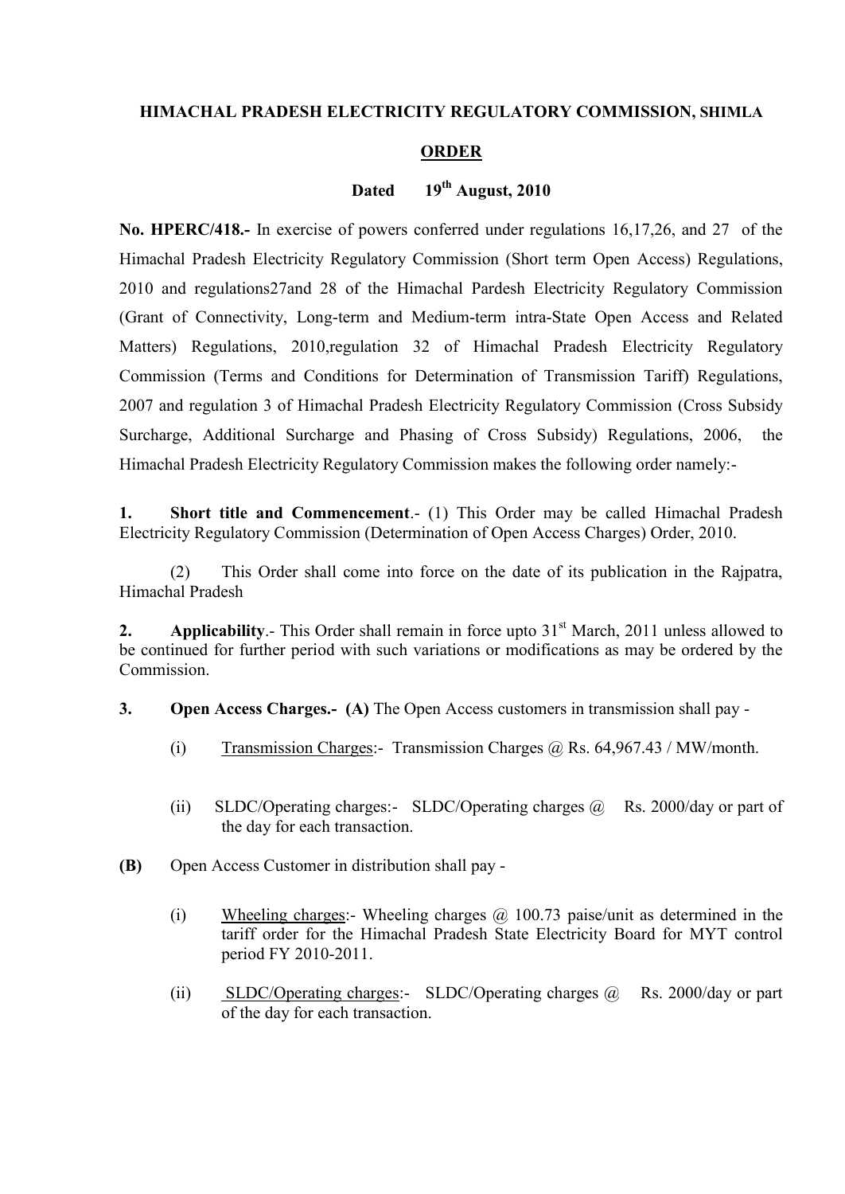**HIMACHAL PRADESH ELECTRICITY REGULATORY COMMISSION, SHIMLA**

**ORDER**

**Dated 19th August, 2010**

**No. HPERC/418.-** In exercise of powers conferred under regulations 16,17,26, and 27 of the Himachal Pradesh Electricity Regulatory Commission (Short term Open Access) Regulations, 2010 and regulations27and 28 of the Himachal Pardesh Electricity Regulatory Commission (Grant of Connectivity, Long-term and Medium-term intra-State Open Access and Related Matters) Regulations, 2010,regulation 32 of Himachal Pradesh Electricity Regulatory Commission (Terms and Conditions for Determination of Transmission Tariff) Regulations, 2007 and regulation 3 of Himachal Pradesh Electricity Regulatory Commission (Cross Subsidy Surcharge, Additional Surcharge and Phasing of Cross Subsidy) Regulations, 2006, the Himachal Pradesh Electricity Regulatory Commission makes the following order namely:-

**1. Short title and Commencement**.- (1) This Order may be called Himachal Pradesh Electricity Regulatory Commission (Determination of Open Access Charges) Order, 2010.

(2) This Order shall come into force on the date of its publication in the Rajpatra, Himachal Pradesh

**2. Applicability**.- This Order shall remain in force upto 31st March, 2011 unless allowed to be continued for further period with such variations or modifications as may be ordered by the Commission.

**3. Open Access Charges.- (A)** The Open Access customers in transmission shall pay -

(i) Transmission Charges:- Transmission Charges @ Rs. 64,967.43 / MW/month.

(ii) SLDC/Operating charges:- SLDC/Operating charges @ Rs. 2000/day or part of the day for each transaction.

**(B)** Open Access Customer in distribution shall pay -

(i) Wheeling charges:- Wheeling charges @ 100.73 paise/unit as determined in the tariff order for the Himachal Pradesh State Electricity Board for MYT control period FY 2010-2011.

(ii) SLDC/Operating charges:- SLDC/Operating charges @ Rs. 2000/day or part of the day for each transaction.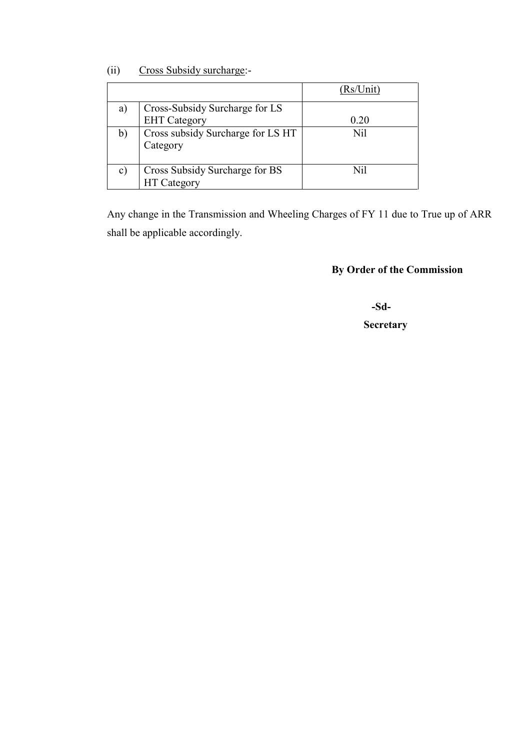(ii) Cross Subsidy surcharge:-

| | | (Rs/Unit) |
|---|---|---|
| a) | Cross-Subsidy Surcharge for LS EHT Category | 0.20 |
| b) | Cross subsidy Surcharge for LS HT Category | Nil |
| c) | Cross Subsidy Surcharge for BS HT Category | Nil |

Any change in the Transmission and Wheeling Charges of FY 11 due to True up of ARR shall be applicable accordingly.

**By Order of the Commission**

**-Sd-**

**Secretary**